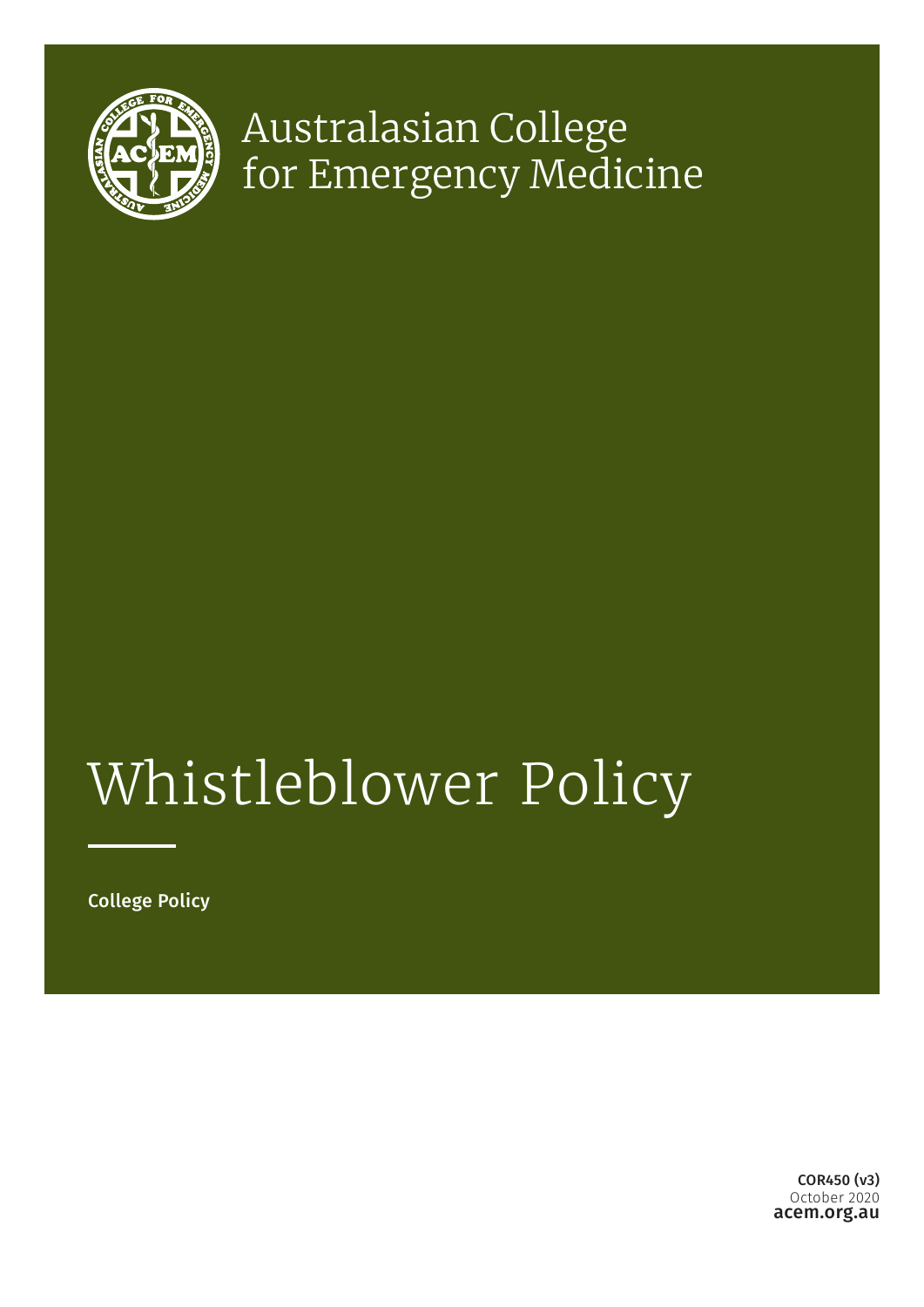Australasian College for Emergency Medicine

# Whistleblower Policy

College Policy

**COR450 (v3)**
October 2020
**acem.org.au**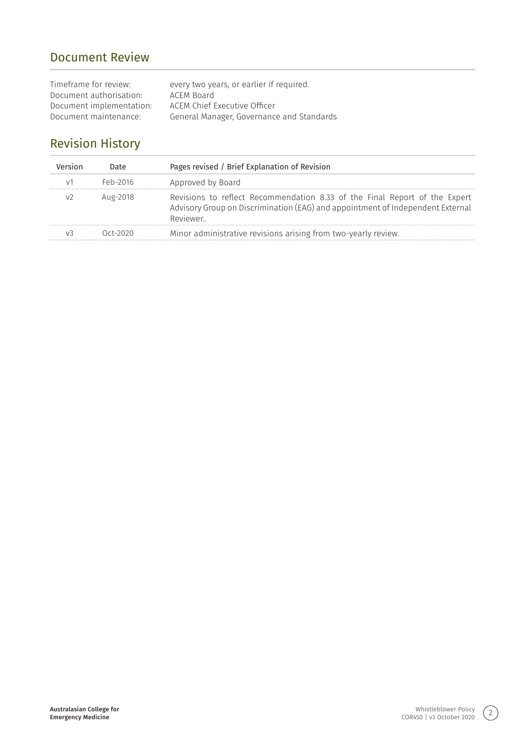## Document Review

| | |
|---|---|
| Timeframe for review: | every two years, or earlier if required. |
| Document authorisation: | ACEM Board |
| Document implementation: | ACEM Chief Executive Officer |
| Document maintenance: | General Manager, Governance and Standards |

## Revision History

| Version | Date | Pages revised / Brief Explanation of Revision |
|---|---|---|
| v1 | Feb-2016 | Approved by Board |
| v2 | Aug-2018 | Revisions to reflect Recommendation 8.33 of the Final Report of the Expert Advisory Group on Discrimination (EAG) and appointment of Independent External Reviewer.. |
| v3 | Oct-2020 | Minor administrative revisions arising from two-yearly review. |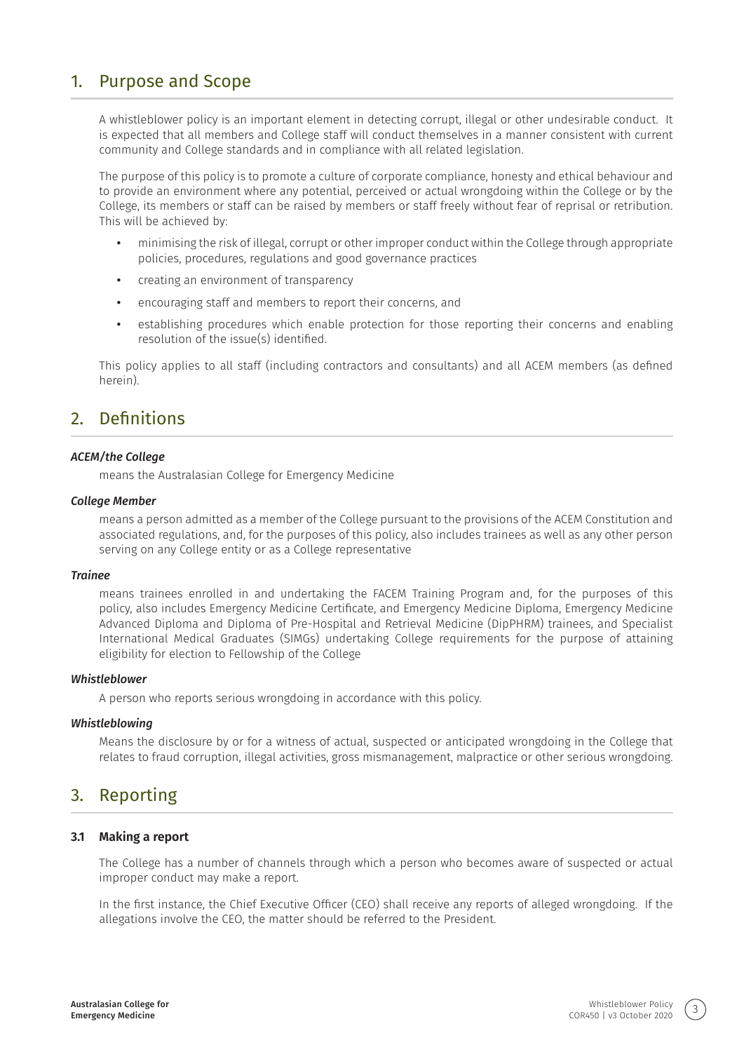## 1. Purpose and Scope

A whistleblower policy is an important element in detecting corrupt, illegal or other undesirable conduct. It is expected that all members and College staff will conduct themselves in a manner consistent with current community and College standards and in compliance with all related legislation.

The purpose of this policy is to promote a culture of corporate compliance, honesty and ethical behaviour and to provide an environment where any potential, perceived or actual wrongdoing within the College or by the College, its members or staff can be raised by members or staff freely without fear of reprisal or retribution. This will be achieved by:

- minimising the risk of illegal, corrupt or other improper conduct within the College through appropriate policies, procedures, regulations and good governance practices
- creating an environment of transparency
- encouraging staff and members to report their concerns, and
- establishing procedures which enable protection for those reporting their concerns and enabling resolution of the issue(s) identified.

This policy applies to all staff (including contractors and consultants) and all ACEM members (as defined herein).

## 2. Definitions

***ACEM/the College***

means the Australasian College for Emergency Medicine

***College Member***

means a person admitted as a member of the College pursuant to the provisions of the ACEM Constitution and associated regulations, and, for the purposes of this policy, also includes trainees as well as any other person serving on any College entity or as a College representative

***Trainee***

means trainees enrolled in and undertaking the FACEM Training Program and, for the purposes of this policy, also includes Emergency Medicine Certificate, and Emergency Medicine Diploma, Emergency Medicine Advanced Diploma and Diploma of Pre-Hospital and Retrieval Medicine (DipPHRM) trainees, and Specialist International Medical Graduates (SIMGs) undertaking College requirements for the purpose of attaining eligibility for election to Fellowship of the College

***Whistleblower***

A person who reports serious wrongdoing in accordance with this policy.

***Whistleblowing***

Means the disclosure by or for a witness of actual, suspected or anticipated wrongdoing in the College that relates to fraud corruption, illegal activities, gross mismanagement, malpractice or other serious wrongdoing.

## 3. Reporting

### 3.1 Making a report

The College has a number of channels through which a person who becomes aware of suspected or actual improper conduct may make a report.

In the first instance, the Chief Executive Officer (CEO) shall receive any reports of alleged wrongdoing. If the allegations involve the CEO, the matter should be referred to the President.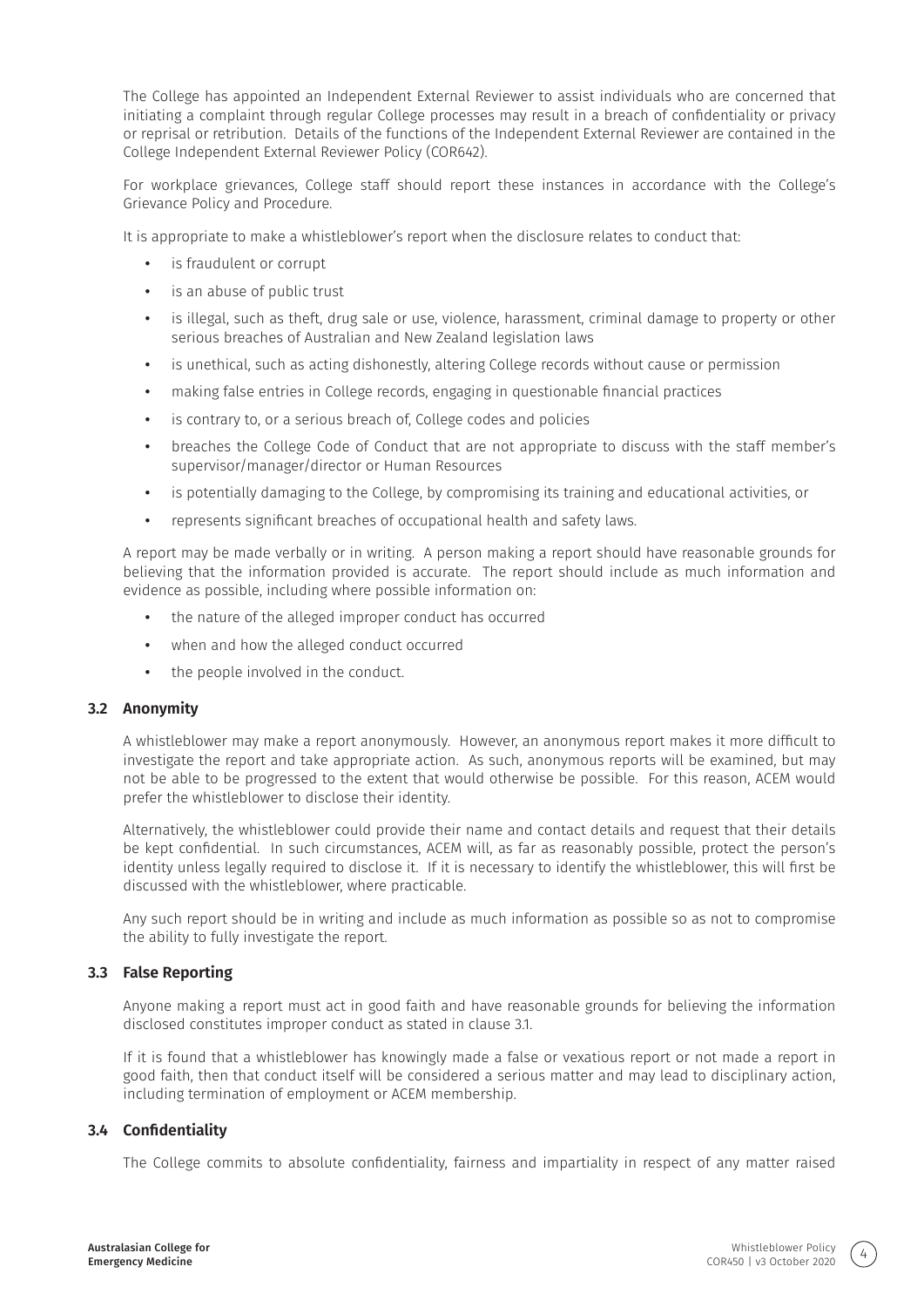The College has appointed an Independent External Reviewer to assist individuals who are concerned that initiating a complaint through regular College processes may result in a breach of confidentiality or privacy or reprisal or retribution. Details of the functions of the Independent External Reviewer are contained in the College Independent External Reviewer Policy (COR642).

For workplace grievances, College staff should report these instances in accordance with the College's Grievance Policy and Procedure.

It is appropriate to make a whistleblower's report when the disclosure relates to conduct that:

- is fraudulent or corrupt
- is an abuse of public trust
- is illegal, such as theft, drug sale or use, violence, harassment, criminal damage to property or other serious breaches of Australian and New Zealand legislation laws
- is unethical, such as acting dishonestly, altering College records without cause or permission
- making false entries in College records, engaging in questionable financial practices
- is contrary to, or a serious breach of, College codes and policies
- breaches the College Code of Conduct that are not appropriate to discuss with the staff member's supervisor/manager/director or Human Resources
- is potentially damaging to the College, by compromising its training and educational activities, or
- represents significant breaches of occupational health and safety laws.

A report may be made verbally or in writing. A person making a report should have reasonable grounds for believing that the information provided is accurate. The report should include as much information and evidence as possible, including where possible information on:

- the nature of the alleged improper conduct has occurred
- when and how the alleged conduct occurred
- the people involved in the conduct.

### 3.2 Anonymity

A whistleblower may make a report anonymously. However, an anonymous report makes it more difficult to investigate the report and take appropriate action. As such, anonymous reports will be examined, but may not be able to be progressed to the extent that would otherwise be possible. For this reason, ACEM would prefer the whistleblower to disclose their identity.

Alternatively, the whistleblower could provide their name and contact details and request that their details be kept confidential. In such circumstances, ACEM will, as far as reasonably possible, protect the person's identity unless legally required to disclose it. If it is necessary to identify the whistleblower, this will first be discussed with the whistleblower, where practicable.

Any such report should be in writing and include as much information as possible so as not to compromise the ability to fully investigate the report.

### 3.3 False Reporting

Anyone making a report must act in good faith and have reasonable grounds for believing the information disclosed constitutes improper conduct as stated in clause 3.1.

If it is found that a whistleblower has knowingly made a false or vexatious report or not made a report in good faith, then that conduct itself will be considered a serious matter and may lead to disciplinary action, including termination of employment or ACEM membership.

### 3.4 Confidentiality

The College commits to absolute confidentiality, fairness and impartiality in respect of any matter raised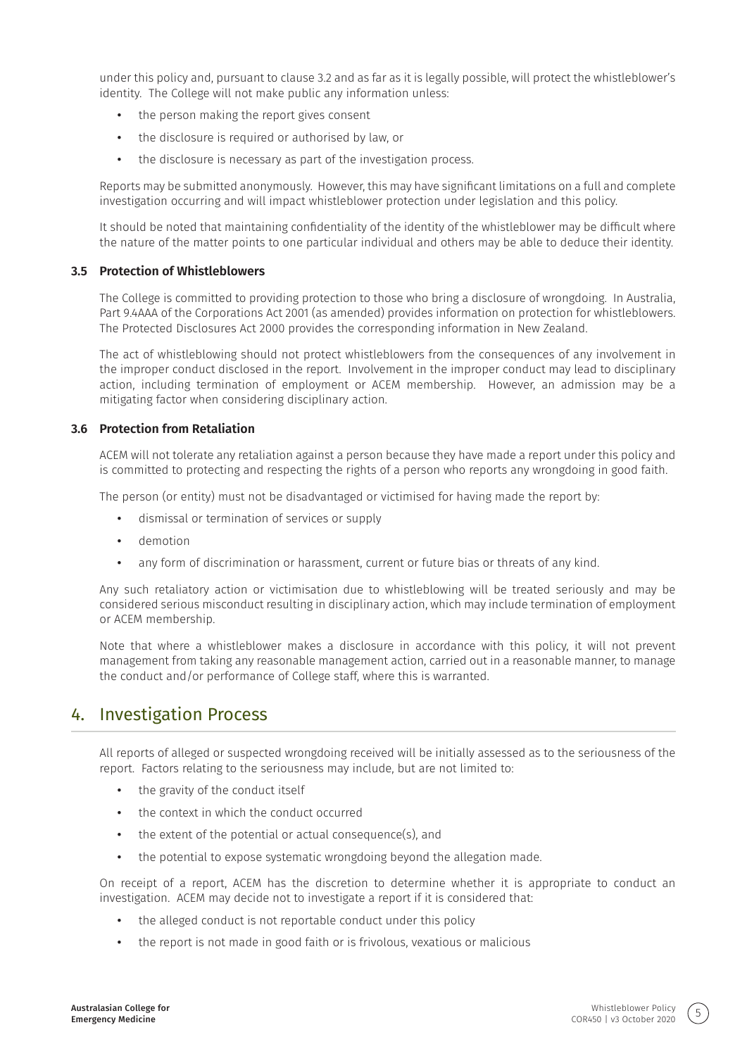under this policy and, pursuant to clause 3.2 and as far as it is legally possible, will protect the whistleblower's identity. The College will not make public any information unless:

- the person making the report gives consent
- the disclosure is required or authorised by law, or
- the disclosure is necessary as part of the investigation process.

Reports may be submitted anonymously. However, this may have significant limitations on a full and complete investigation occurring and will impact whistleblower protection under legislation and this policy.

It should be noted that maintaining confidentiality of the identity of the whistleblower may be difficult where the nature of the matter points to one particular individual and others may be able to deduce their identity.

### 3.5 Protection of Whistleblowers

The College is committed to providing protection to those who bring a disclosure of wrongdoing. In Australia, Part 9.4AAA of the Corporations Act 2001 (as amended) provides information on protection for whistleblowers. The Protected Disclosures Act 2000 provides the corresponding information in New Zealand.

The act of whistleblowing should not protect whistleblowers from the consequences of any involvement in the improper conduct disclosed in the report. Involvement in the improper conduct may lead to disciplinary action, including termination of employment or ACEM membership. However, an admission may be a mitigating factor when considering disciplinary action.

### 3.6 Protection from Retaliation

ACEM will not tolerate any retaliation against a person because they have made a report under this policy and is committed to protecting and respecting the rights of a person who reports any wrongdoing in good faith.

The person (or entity) must not be disadvantaged or victimised for having made the report by:

- dismissal or termination of services or supply
- demotion
- any form of discrimination or harassment, current or future bias or threats of any kind.

Any such retaliatory action or victimisation due to whistleblowing will be treated seriously and may be considered serious misconduct resulting in disciplinary action, which may include termination of employment or ACEM membership.

Note that where a whistleblower makes a disclosure in accordance with this policy, it will not prevent management from taking any reasonable management action, carried out in a reasonable manner, to manage the conduct and/or performance of College staff, where this is warranted.

## 4. Investigation Process

All reports of alleged or suspected wrongdoing received will be initially assessed as to the seriousness of the report. Factors relating to the seriousness may include, but are not limited to:

- the gravity of the conduct itself
- the context in which the conduct occurred
- the extent of the potential or actual consequence(s), and
- the potential to expose systematic wrongdoing beyond the allegation made.

On receipt of a report, ACEM has the discretion to determine whether it is appropriate to conduct an investigation. ACEM may decide not to investigate a report if it is considered that:

- the alleged conduct is not reportable conduct under this policy
- the report is not made in good faith or is frivolous, vexatious or malicious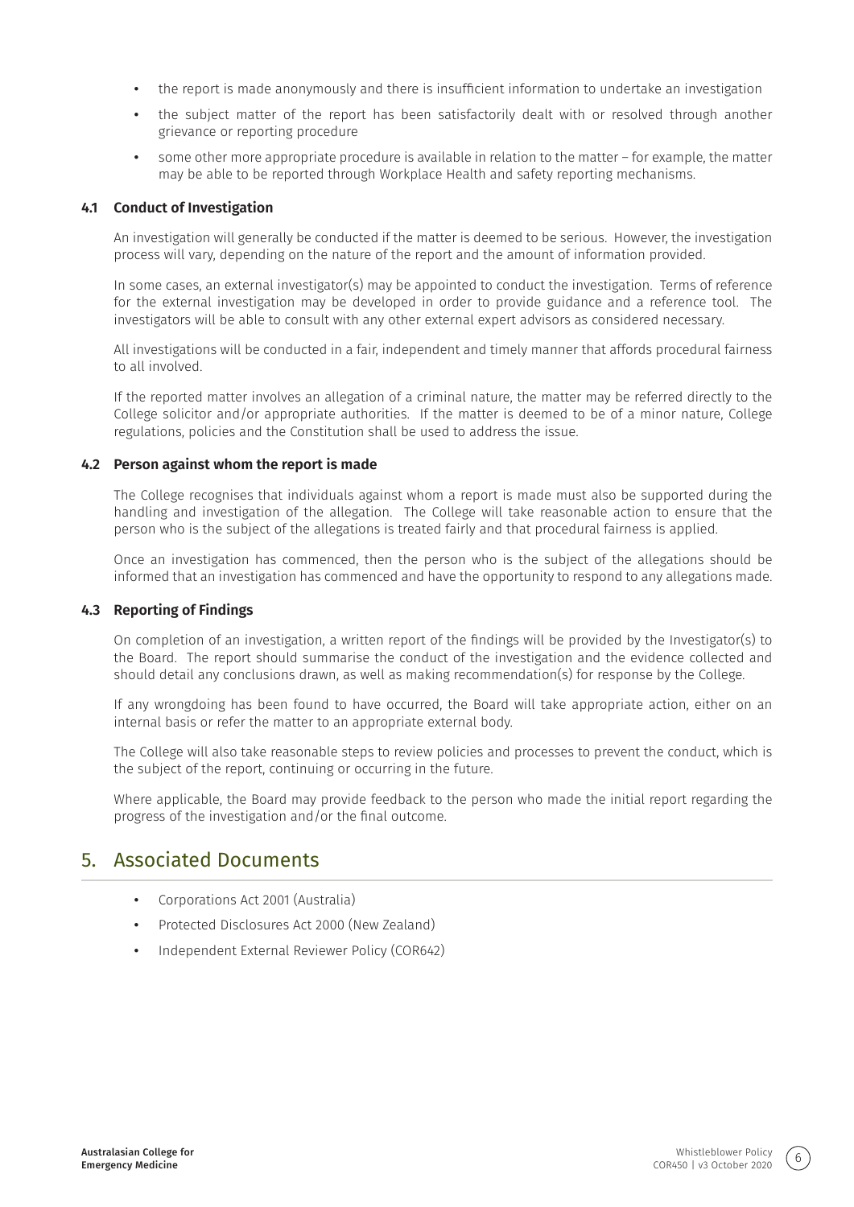- the report is made anonymously and there is insufficient information to undertake an investigation
- the subject matter of the report has been satisfactorily dealt with or resolved through another grievance or reporting procedure
- some other more appropriate procedure is available in relation to the matter – for example, the matter may be able to be reported through Workplace Health and safety reporting mechanisms.

### 4.1 Conduct of Investigation

An investigation will generally be conducted if the matter is deemed to be serious. However, the investigation process will vary, depending on the nature of the report and the amount of information provided.

In some cases, an external investigator(s) may be appointed to conduct the investigation. Terms of reference for the external investigation may be developed in order to provide guidance and a reference tool. The investigators will be able to consult with any other external expert advisors as considered necessary.

All investigations will be conducted in a fair, independent and timely manner that affords procedural fairness to all involved.

If the reported matter involves an allegation of a criminal nature, the matter may be referred directly to the College solicitor and/or appropriate authorities. If the matter is deemed to be of a minor nature, College regulations, policies and the Constitution shall be used to address the issue.

### 4.2 Person against whom the report is made

The College recognises that individuals against whom a report is made must also be supported during the handling and investigation of the allegation. The College will take reasonable action to ensure that the person who is the subject of the allegations is treated fairly and that procedural fairness is applied.

Once an investigation has commenced, then the person who is the subject of the allegations should be informed that an investigation has commenced and have the opportunity to respond to any allegations made.

### 4.3 Reporting of Findings

On completion of an investigation, a written report of the findings will be provided by the Investigator(s) to the Board. The report should summarise the conduct of the investigation and the evidence collected and should detail any conclusions drawn, as well as making recommendation(s) for response by the College.

If any wrongdoing has been found to have occurred, the Board will take appropriate action, either on an internal basis or refer the matter to an appropriate external body.

The College will also take reasonable steps to review policies and processes to prevent the conduct, which is the subject of the report, continuing or occurring in the future.

Where applicable, the Board may provide feedback to the person who made the initial report regarding the progress of the investigation and/or the final outcome.

## 5. Associated Documents

- Corporations Act 2001 (Australia)
- Protected Disclosures Act 2000 (New Zealand)
- Independent External Reviewer Policy (COR642)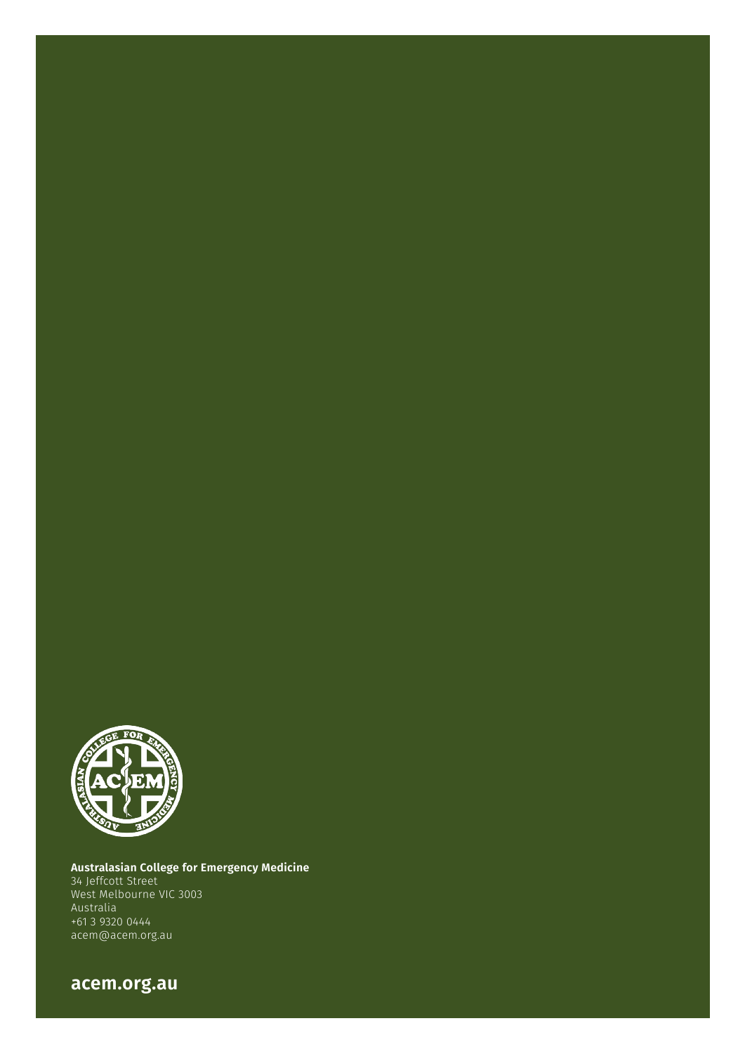**Australasian College for Emergency Medicine**
34 Jeffcott Street
West Melbourne VIC 3003
Australia
+61 3 9320 0444
acem@acem.org.au

**acem.org.au**